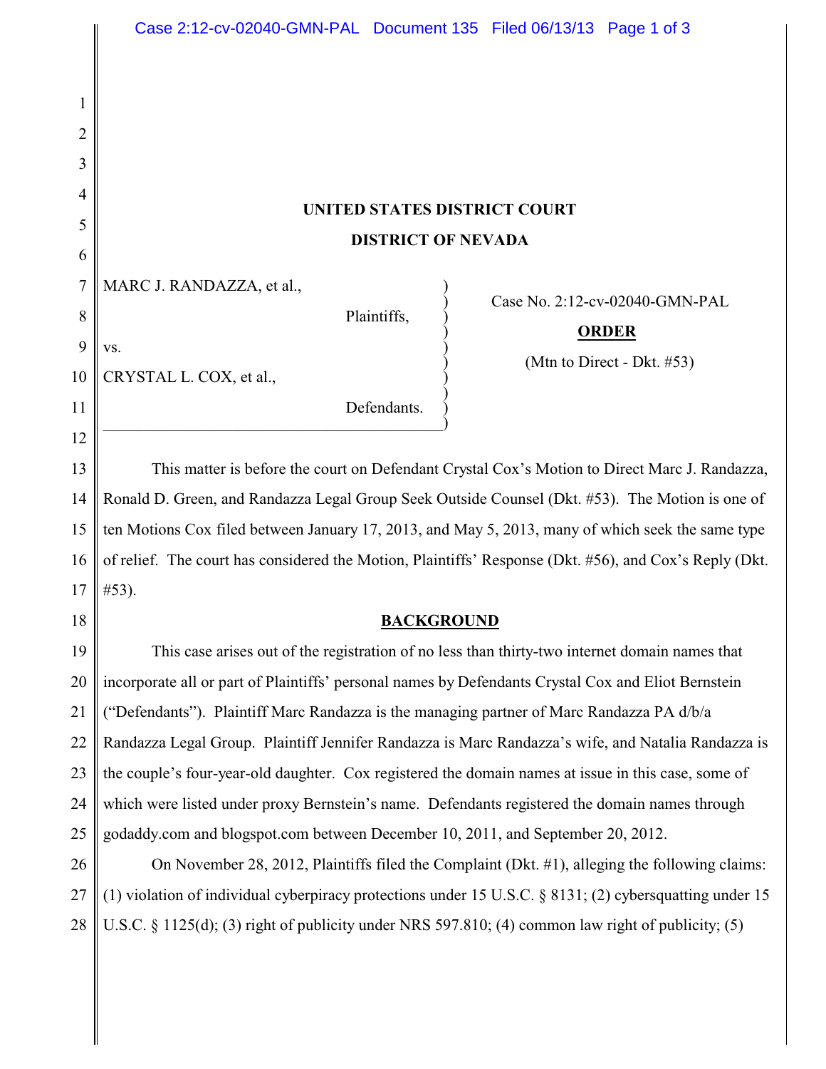# UNITED STATES DISTRICT COURT

# DISTRICT OF NEVADA

| | |
|---|---|
| MARC J. RANDAZZA, et al., Plaintiffs, vs. CRYSTAL L. COX, et al., Defendants. | Case No. 2:12-cv-02040-GMN-PAL **ORDER** (Mtn to Direct - Dkt. #53) |

This matter is before the court on Defendant Crystal Cox's Motion to Direct Marc J. Randazza, Ronald D. Green, and Randazza Legal Group Seek Outside Counsel (Dkt. #53). The Motion is one of ten Motions Cox filed between January 17, 2013, and May 5, 2013, many of which seek the same type of relief. The court has considered the Motion, Plaintiffs' Response (Dkt. #56), and Cox's Reply (Dkt. #53).

## BACKGROUND

This case arises out of the registration of no less than thirty-two internet domain names that incorporate all or part of Plaintiffs' personal names by Defendants Crystal Cox and Eliot Bernstein ("Defendants"). Plaintiff Marc Randazza is the managing partner of Marc Randazza PA d/b/a Randazza Legal Group. Plaintiff Jennifer Randazza is Marc Randazza's wife, and Natalia Randazza is the couple's four-year-old daughter. Cox registered the domain names at issue in this case, some of which were listed under proxy Bernstein's name. Defendants registered the domain names through godaddy.com and blogspot.com between December 10, 2011, and September 20, 2012.

On November 28, 2012, Plaintiffs filed the Complaint (Dkt. #1), alleging the following claims: (1) violation of individual cyberpiracy protections under 15 U.S.C. § 8131; (2) cybersquatting under 15 U.S.C. § 1125(d); (3) right of publicity under NRS 597.810; (4) common law right of publicity; (5)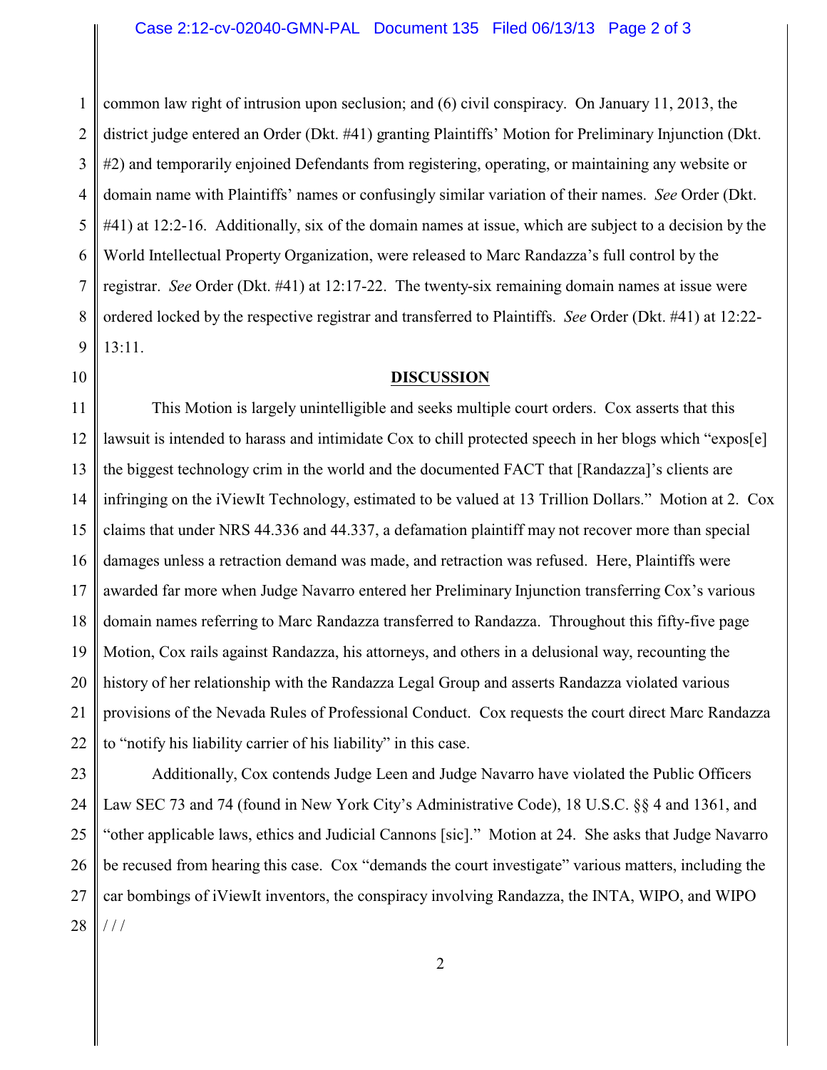common law right of intrusion upon seclusion; and (6) civil conspiracy. On January 11, 2013, the district judge entered an Order (Dkt. #41) granting Plaintiffs' Motion for Preliminary Injunction (Dkt. #2) and temporarily enjoined Defendants from registering, operating, or maintaining any website or domain name with Plaintiffs' names or confusingly similar variation of their names. *See* Order (Dkt. #41) at 12:2-16. Additionally, six of the domain names at issue, which are subject to a decision by the World Intellectual Property Organization, were released to Marc Randazza's full control by the registrar. *See* Order (Dkt. #41) at 12:17-22. The twenty-six remaining domain names at issue were ordered locked by the respective registrar and transferred to Plaintiffs. *See* Order (Dkt. #41) at 12:22-13:11.

## DISCUSSION

This Motion is largely unintelligible and seeks multiple court orders. Cox asserts that this lawsuit is intended to harass and intimidate Cox to chill protected speech in her blogs which "expos[e] the biggest technology crim in the world and the documented FACT that [Randazza]'s clients are infringing on the iViewIt Technology, estimated to be valued at 13 Trillion Dollars." Motion at 2. Cox claims that under NRS 44.336 and 44.337, a defamation plaintiff may not recover more than special damages unless a retraction demand was made, and retraction was refused. Here, Plaintiffs were awarded far more when Judge Navarro entered her Preliminary Injunction transferring Cox's various domain names referring to Marc Randazza transferred to Randazza. Throughout this fifty-five page Motion, Cox rails against Randazza, his attorneys, and others in a delusional way, recounting the history of her relationship with the Randazza Legal Group and asserts Randazza violated various provisions of the Nevada Rules of Professional Conduct. Cox requests the court direct Marc Randazza to "notify his liability carrier of his liability" in this case.

Additionally, Cox contends Judge Leen and Judge Navarro have violated the Public Officers Law SEC 73 and 74 (found in New York City's Administrative Code), 18 U.S.C. §§ 4 and 1361, and "other applicable laws, ethics and Judicial Cannons [sic]." Motion at 24. She asks that Judge Navarro be recused from hearing this case. Cox "demands the court investigate" various matters, including the car bombings of iViewIt inventors, the conspiracy involving Randazza, the INTA, WIPO, and WIPO

/ / /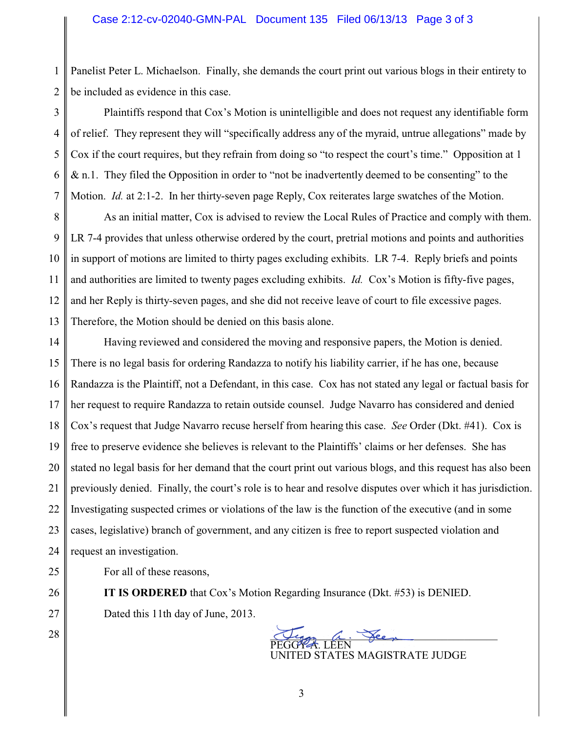Panelist Peter L. Michaelson. Finally, she demands the court print out various blogs in their entirety to be included as evidence in this case.

Plaintiffs respond that Cox's Motion is unintelligible and does not request any identifiable form of relief. They represent they will "specifically address any of the myraid, untrue allegations" made by Cox if the court requires, but they refrain from doing so "to respect the court's time." Opposition at 1 & n.1. They filed the Opposition in order to "not be inadvertently deemed to be consenting" to the Motion. *Id.* at 2:1-2. In her thirty-seven page Reply, Cox reiterates large swatches of the Motion.

As an initial matter, Cox is advised to review the Local Rules of Practice and comply with them. LR 7-4 provides that unless otherwise ordered by the court, pretrial motions and points and authorities in support of motions are limited to thirty pages excluding exhibits. LR 7-4. Reply briefs and points and authorities are limited to twenty pages excluding exhibits. *Id.* Cox's Motion is fifty-five pages, and her Reply is thirty-seven pages, and she did not receive leave of court to file excessive pages. Therefore, the Motion should be denied on this basis alone.

Having reviewed and considered the moving and responsive papers, the Motion is denied. There is no legal basis for ordering Randazza to notify his liability carrier, if he has one, because Randazza is the Plaintiff, not a Defendant, in this case. Cox has not stated any legal or factual basis for her request to require Randazza to retain outside counsel. Judge Navarro has considered and denied Cox's request that Judge Navarro recuse herself from hearing this case. *See* Order (Dkt. #41). Cox is free to preserve evidence she believes is relevant to the Plaintiffs' claims or her defenses. She has stated no legal basis for her demand that the court print out various blogs, and this request has also been previously denied. Finally, the court's role is to hear and resolve disputes over which it has jurisdiction. Investigating suspected crimes or violations of the law is the function of the executive (and in some cases, legislative) branch of government, and any citizen is free to report suspected violation and request an investigation.

For all of these reasons,

**IT IS ORDERED** that Cox's Motion Regarding Insurance (Dkt. #53) is DENIED.

Dated this 11th day of June, 2013.

PEGGY A. LEEN
UNITED STATES MAGISTRATE JUDGE